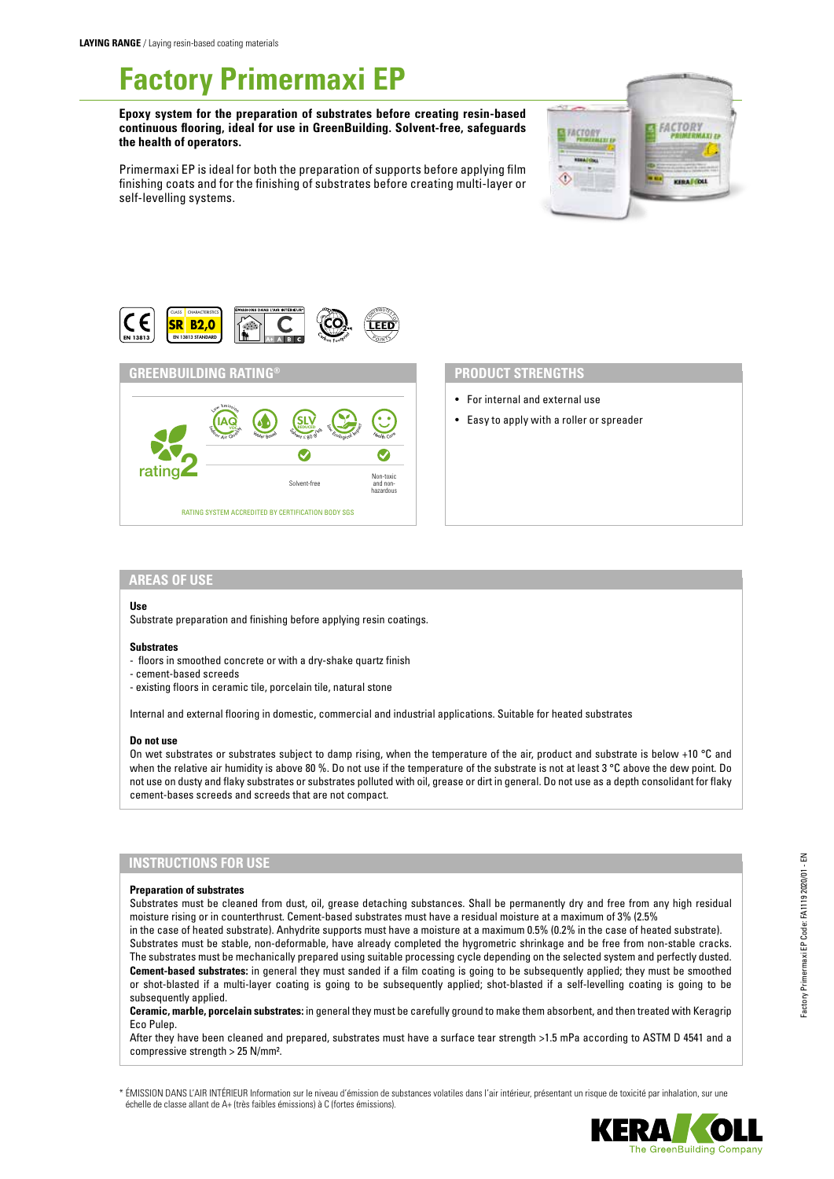**LAYING RANGE** / Laying resin-based coating materials

# Factory Primermaxi EP

**Epoxy system for the preparation of substrates before creating resin-based continuous flooring, ideal for use in GreenBuilding. Solvent-free, safeguards the health of operators.**

Primermaxi EP is ideal for both the preparation of supports before applying film finishing coats and for the finishing of substrates before creating multi-layer or self-levelling systems.

## GREENBUILDING RATING®

rating 2

| Low Emission IAQ VOC Indoor Air Quality | Water Based | SLV Solvent < 80 g/l | Low Ecological Impact | Health Care |
|---|---|---|---|---|
| | | ✓ | | ✓ |
| | | Solvent-free | | Non-toxic and non-hazardous |

RATING SYSTEM ACCREDITED BY CERTIFICATION BODY SGS

## PRODUCT STRENGTHS

- For internal and external use
- Easy to apply with a roller or spreader

## AREAS OF USE

**Use**

Substrate preparation and finishing before applying resin coatings.

**Substrates**

- floors in smoothed concrete or with a dry-shake quartz finish
- cement-based screeds
- existing floors in ceramic tile, porcelain tile, natural stone

Internal and external flooring in domestic, commercial and industrial applications. Suitable for heated substrates

**Do not use**

On wet substrates or substrates subject to damp rising, when the temperature of the air, product and substrate is below +10 °C and when the relative air humidity is above 80 %. Do not use if the temperature of the substrate is not at least 3 °C above the dew point. Do not use on dusty and flaky substrates or substrates polluted with oil, grease or dirt in general. Do not use as a depth consolidant for flaky cement-bases screeds and screeds that are not compact.

## INSTRUCTIONS FOR USE

**Preparation of substrates**

Substrates must be cleaned from dust, oil, grease detaching substances. Shall be permanently dry and free from any high residual moisture rising or in counterthrust. Cement-based substrates must have a residual moisture at a maximum of 3% (2.5% in the case of heated substrate). Anhydrite supports must have a moisture at a maximum 0.5% (0.2% in the case of heated substrate).

Substrates must be stable, non-deformable, have already completed the hygrometric shrinkage and be free from non-stable cracks. The substrates must be mechanically prepared using suitable processing cycle depending on the selected system and perfectly dusted.

**Cement-based substrates:** in general they must sanded if a film coating is going to be subsequently applied; they must be smoothed or shot-blasted if a multi-layer coating is going to be subsequently applied; shot-blasted if a self-levelling coating is going to be subsequently applied.

**Ceramic, marble, porcelain substrates:** in general they must be carefully ground to make them absorbent, and then treated with Keragrip Eco Pulep.

After they have been cleaned and prepared, substrates must have a surface tear strength >1.5 mPa according to ASTM D 4541 and a compressive strength > 25 N/mm².

\* ÉMISSION DANS L'AIR INTÉRIEUR Information sur le niveau d'émission de substances volatiles dans l'air intérieur, présentant un risque de toxicité par inhalation, sur une échelle de classe allant de A+ (très faibles émissions) à C (fortes émissions).

Factory Primermaxi EP Code: FA1119 2020/01 - EN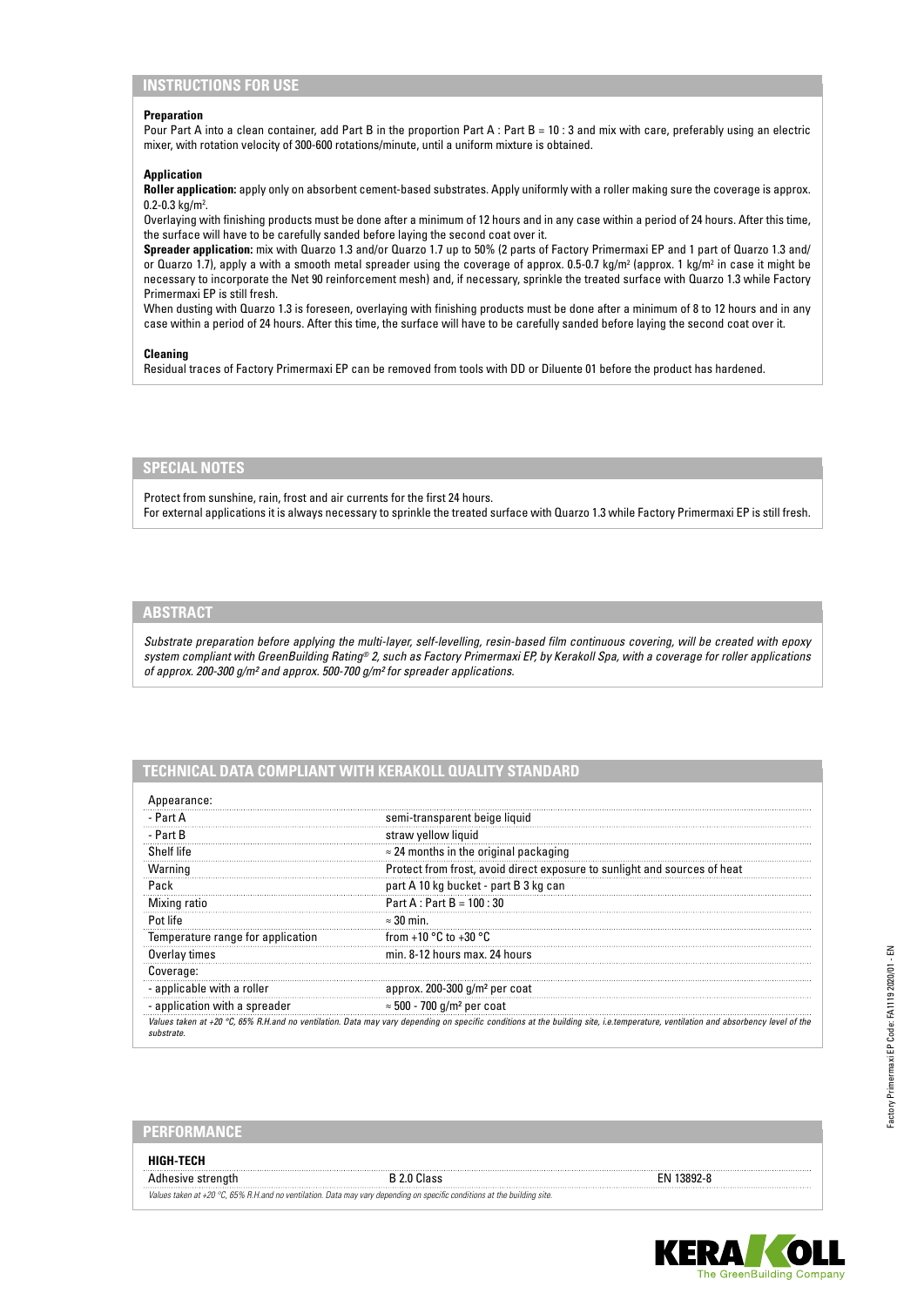## INSTRUCTIONS FOR USE

**Preparation**
Pour Part A into a clean container, add Part B in the proportion Part A : Part B = 10 : 3 and mix with care, preferably using an electric mixer, with rotation velocity of 300-600 rotations/minute, until a uniform mixture is obtained.

**Application**
**Roller application:** apply only on absorbent cement-based substrates. Apply uniformly with a roller making sure the coverage is approx. 0.2-0.3 kg/m².
Overlaying with finishing products must be done after a minimum of 12 hours and in any case within a period of 24 hours. After this time, the surface will have to be carefully sanded before laying the second coat over it.
**Spreader application:** mix with Quarzo 1.3 and/or Quarzo 1.7 up to 50% (2 parts of Factory Primermaxi EP and 1 part of Quarzo 1.3 and/or Quarzo 1.7), apply a with a smooth metal spreader using the coverage of approx. 0.5-0.7 kg/m² (approx. 1 kg/m² in case it might be necessary to incorporate the Net 90 reinforcement mesh) and, if necessary, sprinkle the treated surface with Quarzo 1.3 while Factory Primermaxi EP is still fresh.
When dusting with Quarzo 1.3 is foreseen, overlaying with finishing products must be done after a minimum of 8 to 12 hours and in any case within a period of 24 hours. After this time, the surface will have to be carefully sanded before laying the second coat over it.

**Cleaning**
Residual traces of Factory Primermaxi EP can be removed from tools with DD or Diluente 01 before the product has hardened.

## SPECIAL NOTES

Protect from sunshine, rain, frost and air currents for the first 24 hours.
For external applications it is always necessary to sprinkle the treated surface with Quarzo 1.3 while Factory Primermaxi EP is still fresh.

## ABSTRACT

*Substrate preparation before applying the multi-layer, self-levelling, resin-based film continuous covering, will be created with epoxy system compliant with GreenBuilding Rating® 2, such as Factory Primermaxi EP, by Kerakoll Spa, with a coverage for roller applications of approx. 200-300 g/m² and approx. 500-700 g/m² for spreader applications.*

## TECHNICAL DATA COMPLIANT WITH KERAKOLL QUALITY STANDARD

| | |
|---|---|
| Appearance: | |
| - Part A | semi-transparent beige liquid |
| - Part B | straw yellow liquid |
| Shelf life | ≈ 24 months in the original packaging |
| Warning | Protect from frost, avoid direct exposure to sunlight and sources of heat |
| Pack | part A 10 kg bucket - part B 3 kg can |
| Mixing ratio | Part A : Part B = 100 : 30 |
| Pot life | ≈ 30 min. |
| Temperature range for application | from +10 °C to +30 °C |
| Overlay times | min. 8-12 hours max. 24 hours |
| Coverage: | |
| - applicable with a roller | approx. 200-300 g/m² per coat |
| - application with a spreader | ≈ 500 - 700 g/m² per coat |

*Values taken at +20 °C, 65% R.H.and no ventilation. Data may vary depending on specific conditions at the building site, i.e.temperature, ventilation and absorbency level of the substrate.*

## PERFORMANCE

| HIGH-TECH | | |
|---|---|---|
| Adhesive strength | B 2.0 Class | EN 13892-8 |

*Values taken at +20 °C, 65% R.H.and no ventilation. Data may vary depending on specific conditions at the building site.*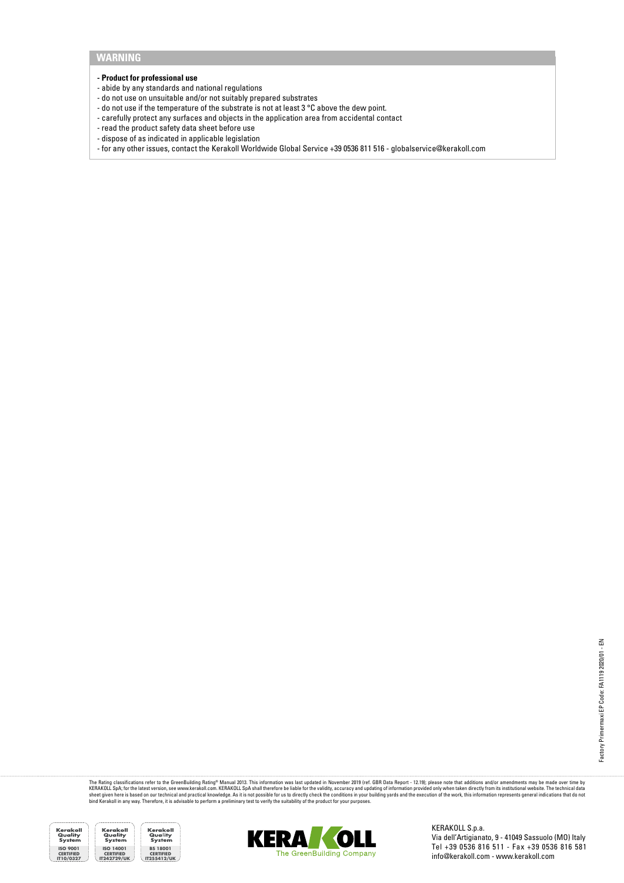## WARNING

- **Product for professional use**
- abide by any standards and national regulations
- do not use on unsuitable and/or not suitably prepared substrates
- do not use if the temperature of the substrate is not at least 3 °C above the dew point.
- carefully protect any surfaces and objects in the application area from accidental contact
- read the product safety data sheet before use
- dispose of as indicated in applicable legislation
- for any other issues, contact the Kerakoll Worldwide Global Service +39 0536 811 516 - globalservice@kerakoll.com

Factory Primermaxi EP Code: FA1119 2020/01 - EN

The Rating classifications refer to the GreenBuilding Rating® Manual 2013. This information was last updated in November 2019 (ref. GBR Data Report - 12.19); please note that additions and/or amendments may be made over time by KERAKOLL SpA; for the latest version, see www.kerakoll.com. KERAKOLL SpA shall therefore be liable for the validity, accuracy and updating of information provided only when taken directly from its institutional website. The technical data sheet given here is based on our technical and practical knowledge. As it is not possible for us to directly check the conditions in your building yards and the execution of the work, this information represents general indications that do not bind Kerakoll in any way. Therefore, it is advisable to perform a preliminary test to verify the suitability of the product for your purposes.

Kerakoll Quality System ISO 9001 CERTIFIED IT10/0327

Kerakoll Quality System ISO 14001 CERTIFIED IT242729/UK

Kerakoll Quality System BS 18001 CERTIFIED IT255412/UK

KERAKOLL The GreenBuilding Company

KERAKOLL S.p.a.
Via dell'Artigianato, 9 - 41049 Sassuolo (MO) Italy
Tel +39 0536 816 511 - Fax +39 0536 816 581
info@kerakoll.com - www.kerakoll.com